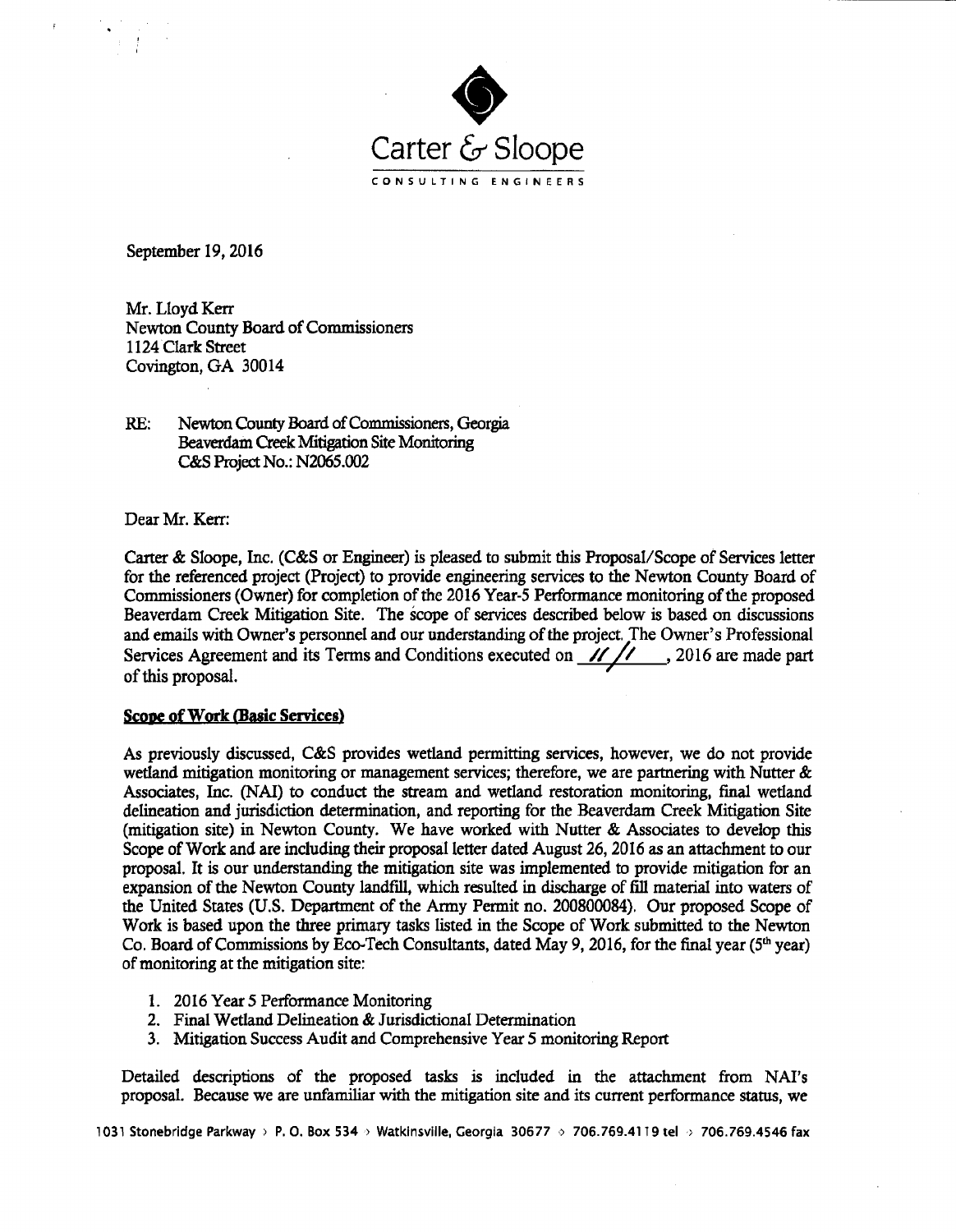Carter & Sloope

CONSULTING ENGINEERS

September 19, 2016

Mr. Lloyd Kerr
Newton County Board of Commissioners
1124 Clark Street
Covington, GA 30014

RE: Newton County Board of Commissioners, Georgia
Beaverdam Creek Mitigation Site Monitoring
C&S Project No.: N2065.002

Dear Mr. Kerr:

Carter & Sloope, Inc. (C&S or Engineer) is pleased to submit this Proposal/Scope of Services letter for the referenced project (Project) to provide engineering services to the Newton County Board of Commissioners (Owner) for completion of the 2016 Year-5 Performance monitoring of the proposed Beaverdam Creek Mitigation Site. The scope of services described below is based on discussions and emails with Owner's personnel and our understanding of the project. The Owner's Professional Services Agreement and its Terms and Conditions executed on 11/1, 2016 are made part of this proposal.

**Scope of Work (Basic Services)**

As previously discussed, C&S provides wetland permitting services, however, we do not provide wetland mitigation monitoring or management services; therefore, we are partnering with Nutter & Associates, Inc. (NAI) to conduct the stream and wetland restoration monitoring, final wetland delineation and jurisdiction determination, and reporting for the Beaverdam Creek Mitigation Site (mitigation site) in Newton County. We have worked with Nutter & Associates to develop this Scope of Work and are including their proposal letter dated August 26, 2016 as an attachment to our proposal. It is our understanding the mitigation site was implemented to provide mitigation for an expansion of the Newton County landfill, which resulted in discharge of fill material into waters of the United States (U.S. Department of the Army Permit no. 200800084). Our proposed Scope of Work is based upon the three primary tasks listed in the Scope of Work submitted to the Newton Co. Board of Commissions by Eco-Tech Consultants, dated May 9, 2016, for the final year (5th year) of monitoring at the mitigation site:

1. 2016 Year 5 Performance Monitoring
2. Final Wetland Delineation & Jurisdictional Determination
3. Mitigation Success Audit and Comprehensive Year 5 monitoring Report

Detailed descriptions of the proposed tasks is included in the attachment from NAI's proposal. Because we are unfamiliar with the mitigation site and its current performance status, we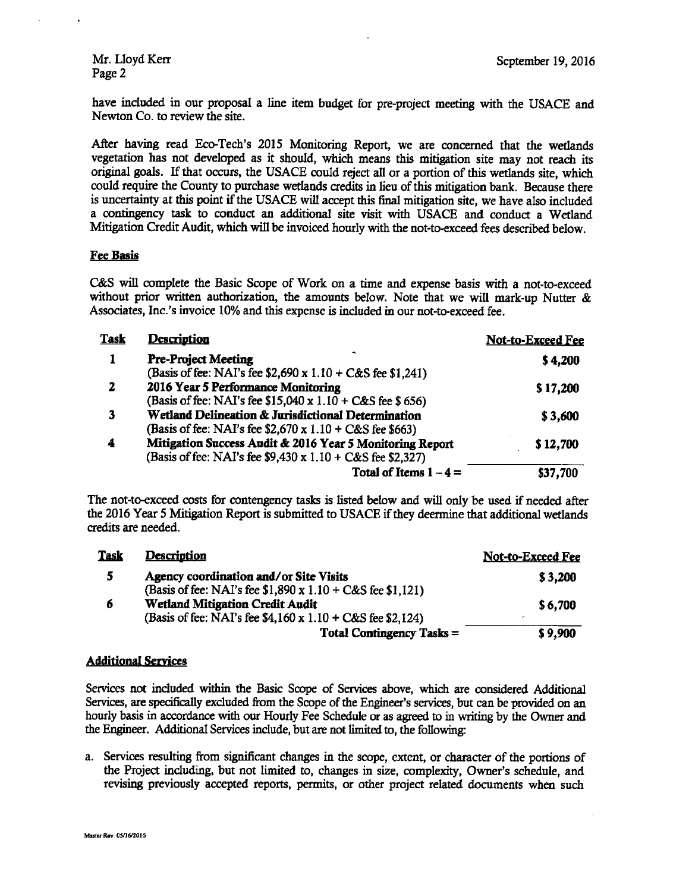have included in our proposal a line item budget for pre-project meeting with the USACE and Newton Co. to review the site.

After having read Eco-Tech's 2015 Monitoring Report, we are concerned that the wetlands vegetation has not developed as it should, which means this mitigation site may not reach its original goals. If that occurs, the USACE could reject all or a portion of this wetlands site, which could require the County to purchase wetlands credits in lieu of this mitigation bank. Because there is uncertainty at this point if the USACE will accept this final mitigation site, we have also included a contingency task to conduct an additional site visit with USACE and conduct a Wetland Mitigation Credit Audit, which will be invoiced hourly with the not-to-exceed fees described below.

**Fee Basis**

C&S will complete the Basic Scope of Work on a time and expense basis with a not-to-exceed without prior written authorization, the amounts below. Note that we will mark-up Nutter & Associates, Inc.'s invoice 10% and this expense is included in our not-to-exceed fee.

| Task | Description | Not-to-Exceed Fee |
|---|---|---|
| 1 | **Pre-Project Meeting** (Basis of fee: NAI's fee $2,690 x 1.10 + C&S fee $1,241) | **$ 4,200** |
| 2 | **2016 Year 5 Performance Monitoring** (Basis of fee: NAI's fee $15,040 x 1.10 + C&S fee $ 656) | **$ 17,200** |
| 3 | **Wetland Delineation & Jurisdictional Determination** (Basis of fee: NAI's fee $2,670 x 1.10 + C&S fee $663) | **$ 3,600** |
| 4 | **Mitigation Success Audit & 2016 Year 5 Monitoring Report** (Basis of fee: NAI's fee $9,430 x 1.10 + C&S fee $2,327) | **$ 12,700** |
| | **Total of Items 1 – 4 =** | **$37,700** |

The not-to-exceed costs for contengency tasks is listed below and will only be used if needed after the 2016 Year 5 Mitigation Report is submitted to USACE if they deermine that additional wetlands credits are needed.

| Task | Description | Not-to-Exceed Fee |
|---|---|---|
| 5 | **Agency coordination and/or Site Visits** (Basis of fee: NAI's fee $1,890 x 1.10 + C&S fee $1,121) | **$ 3,200** |
| 6 | **Wetland Mitigation Credit Audit** (Basis of fee: NAI's fee $4,160 x 1.10 + C&S fee $2,124) | **$ 6,700** |
| | **Total Contingency Tasks =** | **$ 9,900** |

**Additional Services**

Services not included within the Basic Scope of Services above, which are considered Additional Services, are specifically excluded from the Scope of the Engineer's services, but can be provided on an hourly basis in accordance with our Hourly Fee Schedule or as agreed to in writing by the Owner and the Engineer. Additional Services include, but are not limited to, the following:

a. Services resulting from significant changes in the scope, extent, or character of the portions of the Project including, but not limited to, changes in size, complexity, Owner's schedule, and revising previously accepted reports, permits, or other project related documents when such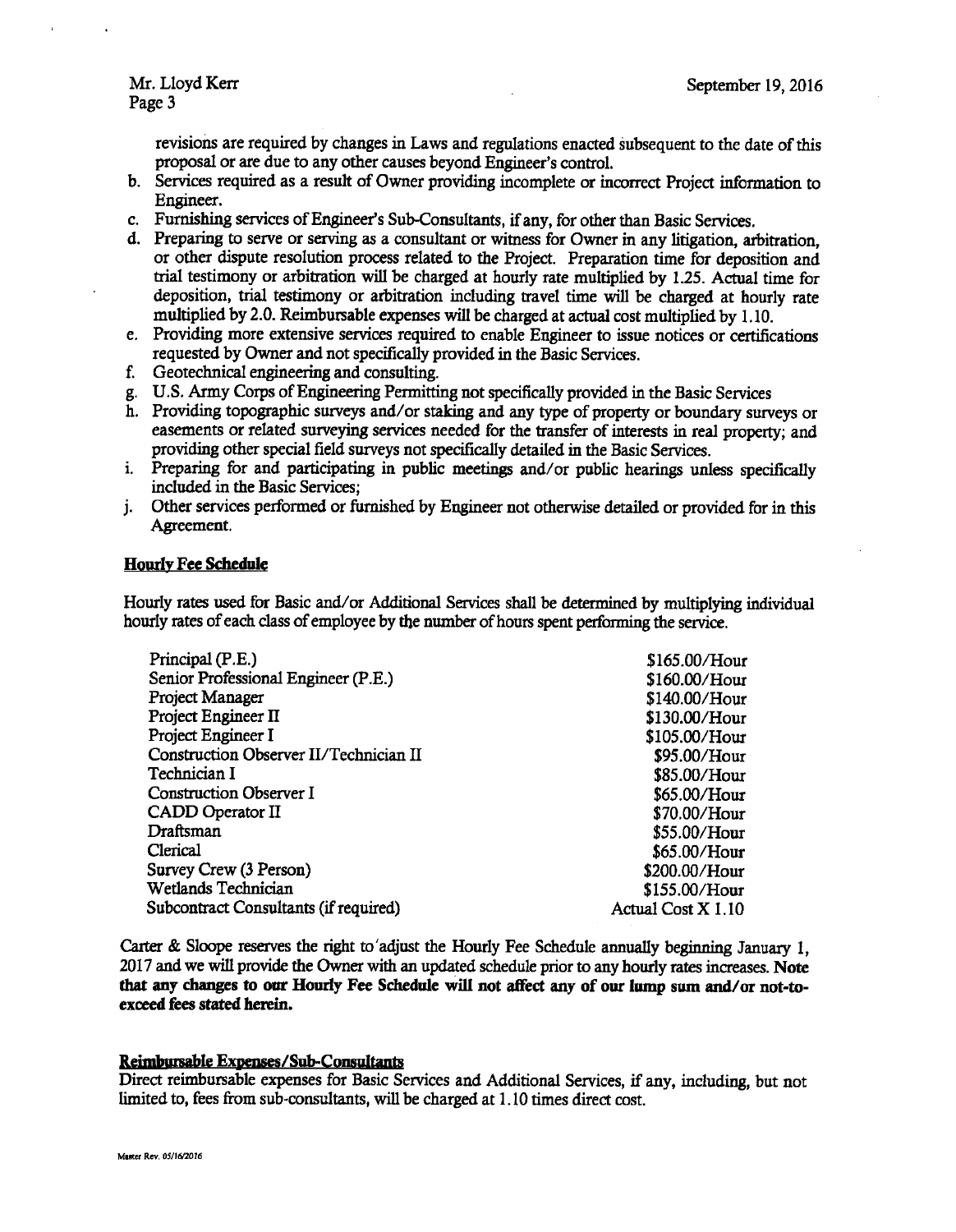revisions are required by changes in Laws and regulations enacted subsequent to the date of this proposal or are due to any other causes beyond Engineer's control.

b. Services required as a result of Owner providing incomplete or incorrect Project information to Engineer.
c. Furnishing services of Engineer's Sub-Consultants, if any, for other than Basic Services.
d. Preparing to serve or serving as a consultant or witness for Owner in any litigation, arbitration, or other dispute resolution process related to the Project. Preparation time for deposition and trial testimony or arbitration will be charged at hourly rate multiplied by 1.25. Actual time for deposition, trial testimony or arbitration including travel time will be charged at hourly rate multiplied by 2.0. Reimbursable expenses will be charged at actual cost multiplied by 1.10.
e. Providing more extensive services required to enable Engineer to issue notices or certifications requested by Owner and not specifically provided in the Basic Services.
f. Geotechnical engineering and consulting.
g. U.S. Army Corps of Engineering Permitting not specifically provided in the Basic Services
h. Providing topographic surveys and/or staking and any type of property or boundary surveys or easements or related surveying services needed for the transfer of interests in real property; and providing other special field surveys not specifically detailed in the Basic Services.
i. Preparing for and participating in public meetings and/or public hearings unless specifically included in the Basic Services;
j. Other services performed or furnished by Engineer not otherwise detailed or provided for in this Agreement.

**Hourly Fee Schedule**

Hourly rates used for Basic and/or Additional Services shall be determined by multiplying individual hourly rates of each class of employee by the number of hours spent performing the service.

| | |
|---|---|
| Principal (P.E.) | $165.00/Hour |
| Senior Professional Engineer (P.E.) | $160.00/Hour |
| Project Manager | $140.00/Hour |
| Project Engineer II | $130.00/Hour |
| Project Engineer I | $105.00/Hour |
| Construction Observer II/Technician II | $95.00/Hour |
| Technician I | $85.00/Hour |
| Construction Observer I | $65.00/Hour |
| CADD Operator II | $70.00/Hour |
| Draftsman | $55.00/Hour |
| Clerical | $65.00/Hour |
| Survey Crew (3 Person) | $200.00/Hour |
| Wetlands Technician | $155.00/Hour |
| Subcontract Consultants (if required) | Actual Cost X 1.10 |

Carter & Sloope reserves the right to adjust the Hourly Fee Schedule annually beginning January 1, 2017 and we will provide the Owner with an updated schedule prior to any hourly rates increases. **Note that any changes to our Hourly Fee Schedule will not affect any of our lump sum and/or not-to-exceed fees stated herein.**

**Reimbursable Expenses/Sub-Consultants**

Direct reimbursable expenses for Basic Services and Additional Services, if any, including, but not limited to, fees from sub-consultants, will be charged at 1.10 times direct cost.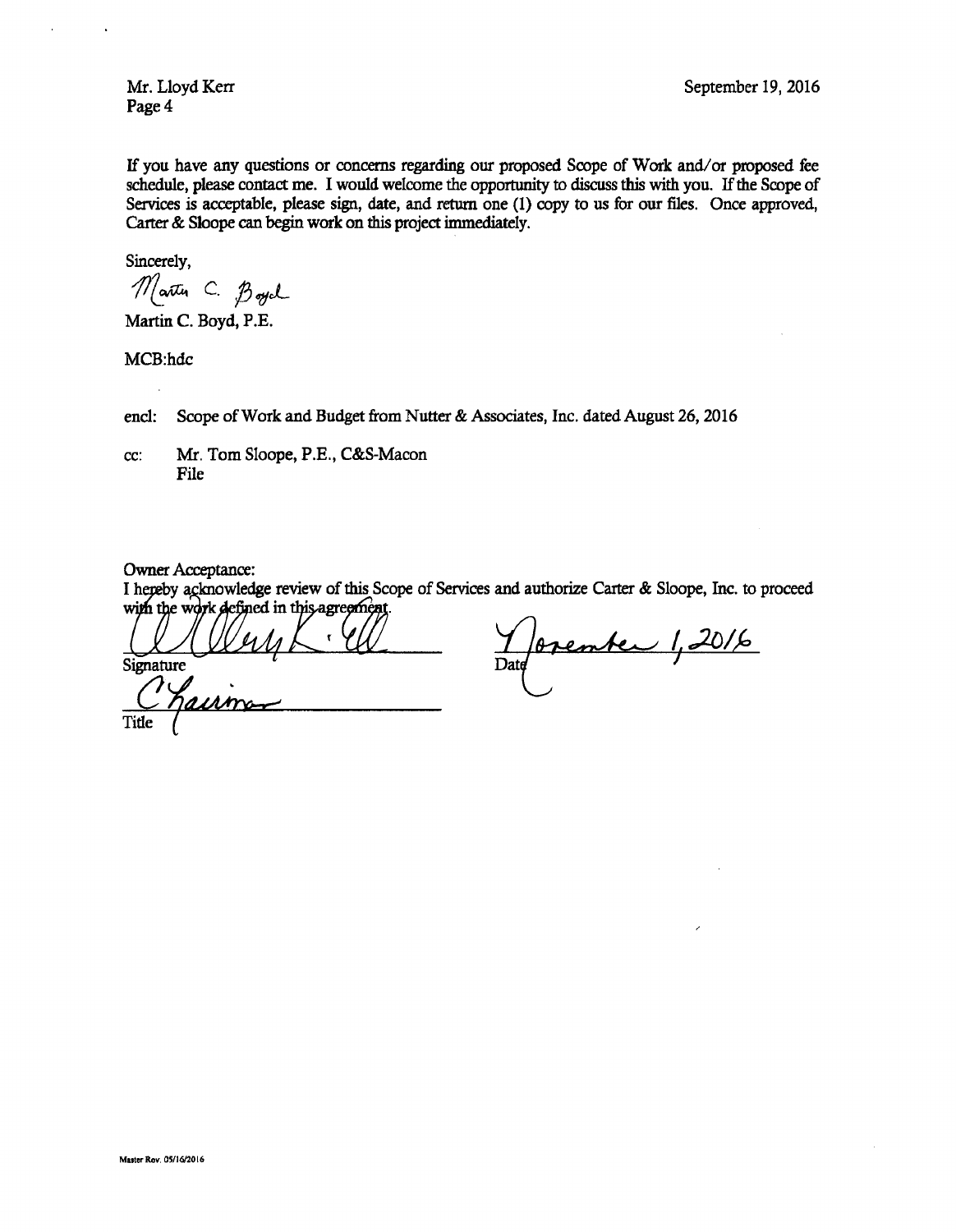Mr. Lloyd Kerr
Page 4

September 19, 2016

If you have any questions or concerns regarding our proposed Scope of Work and/or proposed fee schedule, please contact me. I would welcome the opportunity to discuss this with you. If the Scope of Services is acceptable, please sign, date, and return one (1) copy to us for our files. Once approved, Carter & Sloope can begin work on this project immediately.

Sincerely,

Martin C. Boyd

Martin C. Boyd, P.E.

MCB:hdc

encl: Scope of Work and Budget from Nutter & Associates, Inc. dated August 26, 2016

cc: Mr. Tom Sloope, P.E., C&S-Macon
File

Owner Acceptance:
I hereby acknowledge review of this Scope of Services and authorize Carter & Sloope, Inc. to proceed with the work defined in this agreement.

Signature

Chairman

Title

November 1, 2016

Date

Master Rev. 05/16/2016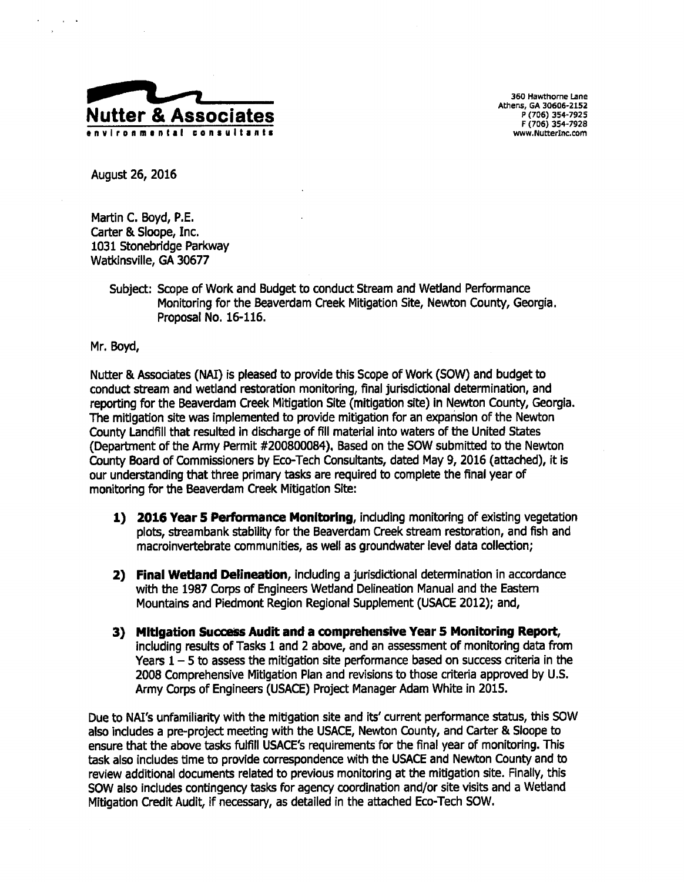**Nutter & Associates**
environmental consultants

360 Hawthorne Lane
Athens, GA 30606-2152
P (706) 354-7925
F (706) 354-7928
www.NutterInc.com

August 26, 2016

Martin C. Boyd, P.E.
Carter & Sloope, Inc.
1031 Stonebridge Parkway
Watkinsville, GA 30677

Subject: Scope of Work and Budget to conduct Stream and Wetland Performance Monitoring for the Beaverdam Creek Mitigation Site, Newton County, Georgia. Proposal No. 16-116.

Mr. Boyd,

Nutter & Associates (NAI) is pleased to provide this Scope of Work (SOW) and budget to conduct stream and wetland restoration monitoring, final jurisdictional determination, and reporting for the Beaverdam Creek Mitigation Site (mitigation site) in Newton County, Georgia. The mitigation site was implemented to provide mitigation for an expansion of the Newton County Landfill that resulted in discharge of fill material into waters of the United States (Department of the Army Permit #200800084). Based on the SOW submitted to the Newton County Board of Commissioners by Eco-Tech Consultants, dated May 9, 2016 (attached), it is our understanding that three primary tasks are required to complete the final year of monitoring for the Beaverdam Creek Mitigation Site:

1) **2016 Year 5 Performance Monitoring**, including monitoring of existing vegetation plots, streambank stability for the Beaverdam Creek stream restoration, and fish and macroinvertebrate communities, as well as groundwater level data collection;

2) **Final Wetland Delineation**, including a jurisdictional determination in accordance with the 1987 Corps of Engineers Wetland Delineation Manual and the Eastern Mountains and Piedmont Region Regional Supplement (USACE 2012); and,

3) **Mitigation Success Audit and a comprehensive Year 5 Monitoring Report**, including results of Tasks 1 and 2 above, and an assessment of monitoring data from Years 1 – 5 to assess the mitigation site performance based on success criteria in the 2008 Comprehensive Mitigation Plan and revisions to those criteria approved by U.S. Army Corps of Engineers (USACE) Project Manager Adam White in 2015.

Due to NAI's unfamiliarity with the mitigation site and its' current performance status, this SOW also includes a pre-project meeting with the USACE, Newton County, and Carter & Sloope to ensure that the above tasks fulfill USACE's requirements for the final year of monitoring. This task also includes time to provide correspondence with the USACE and Newton County and to review additional documents related to previous monitoring at the mitigation site. Finally, this SOW also includes contingency tasks for agency coordination and/or site visits and a Wetland Mitigation Credit Audit, if necessary, as detailed in the attached Eco-Tech SOW.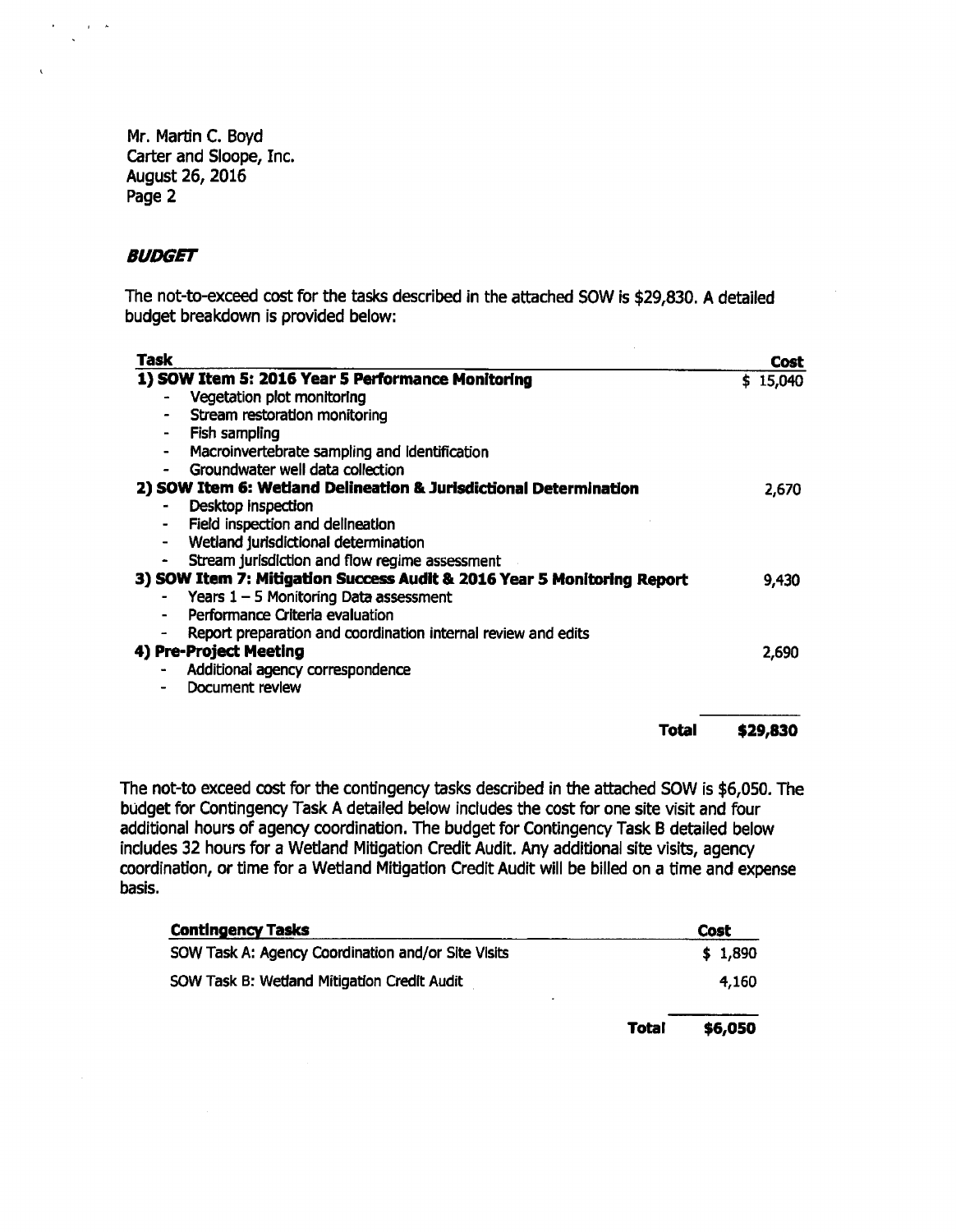Mr. Martin C. Boyd
Carter and Sloope, Inc.
August 26, 2016
Page 2

***BUDGET***

The not-to-exceed cost for the tasks described in the attached SOW is $29,830. A detailed budget breakdown is provided below:

| Task | Cost |
|---|---|
| **1) SOW Item 5: 2016 Year 5 Performance Monitoring** | $ 15,040 |
| - Vegetation plot monitoring | |
| - Stream restoration monitoring | |
| - Fish sampling | |
| - Macroinvertebrate sampling and identification | |
| - Groundwater well data collection | |
| **2) SOW Item 6: Wetland Delineation & Jurisdictional Determination** | 2,670 |
| - Desktop inspection | |
| - Field inspection and delineation | |
| - Wetland jurisdictional determination | |
| - Stream jurisdiction and flow regime assessment | |
| **3) SOW Item 7: Mitigation Success Audit & 2016 Year 5 Monitoring Report** | 9,430 |
| - Years 1 – 5 Monitoring Data assessment | |
| - Performance Criteria evaluation | |
| - Report preparation and coordination internal review and edits | |
| **4) Pre-Project Meeting** | 2,690 |
| - Additional agency correspondence | |
| - Document review | |
| **Total** | **$29,830** |

The not-to exceed cost for the contingency tasks described in the attached SOW is $6,050. The budget for Contingency Task A detailed below includes the cost for one site visit and four additional hours of agency coordination. The budget for Contingency Task B detailed below includes 32 hours for a Wetland Mitigation Credit Audit. Any additional site visits, agency coordination, or time for a Wetland Mitigation Credit Audit will be billed on a time and expense basis.

| Contingency Tasks | Cost |
|---|---|
| SOW Task A: Agency Coordination and/or Site Visits | $ 1,890 |
| SOW Task B: Wetland Mitigation Credit Audit | 4,160 |
| **Total** | **$6,050** |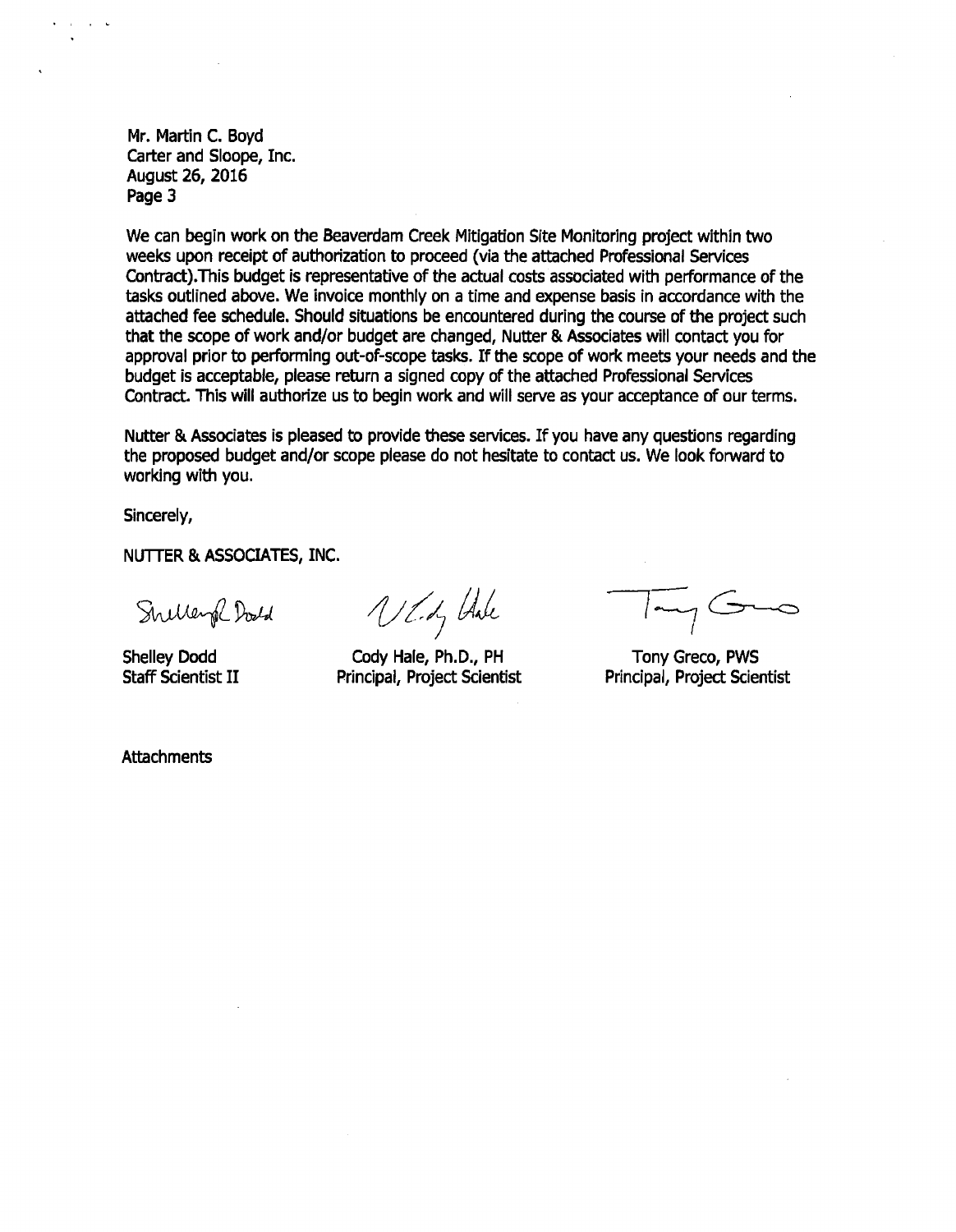Mr. Martin C. Boyd
Carter and Sloope, Inc.
August 26, 2016
Page 3

We can begin work on the Beaverdam Creek Mitigation Site Monitoring project within two weeks upon receipt of authorization to proceed (via the attached Professional Services Contract).This budget is representative of the actual costs associated with performance of the tasks outlined above. We invoice monthly on a time and expense basis in accordance with the attached fee schedule. Should situations be encountered during the course of the project such that the scope of work and/or budget are changed, Nutter & Associates will contact you for approval prior to performing out-of-scope tasks. If the scope of work meets your needs and the budget is acceptable, please return a signed copy of the attached Professional Services Contract. This will authorize us to begin work and will serve as your acceptance of our terms.

Nutter & Associates is pleased to provide these services. If you have any questions regarding the proposed budget and/or scope please do not hesitate to contact us. We look forward to working with you.

Sincerely,

NUTTER & ASSOCIATES, INC.

Shelley Dodd
Staff Scientist II

Cody Hale, Ph.D., PH
Principal, Project Scientist

Tony Greco, PWS
Principal, Project Scientist

Attachments